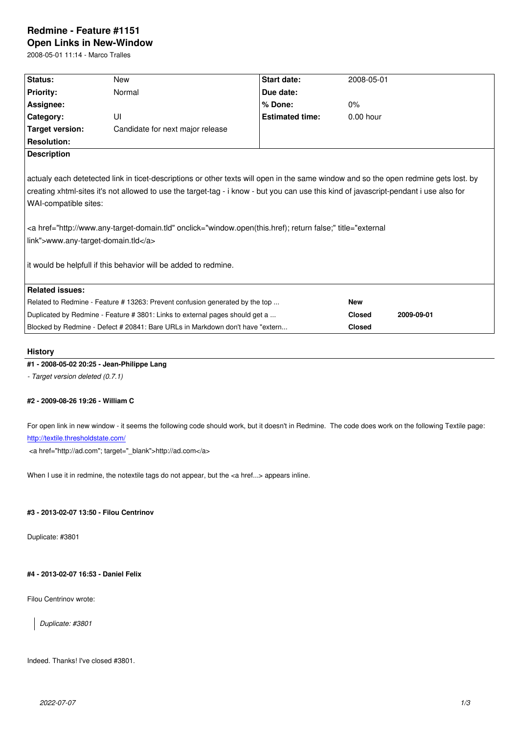# Redmine - Feature #1151

## Open Links in New-Window

2008-05-01 11:14 - Marco Tralles

| Status: | New | Start date: | 2008-05-01 |
|---|---|---|---|
| Priority: | Normal | Due date: | |
| Assignee: | | % Done: | 0% |
| Category: | UI | Estimated time: | 0.00 hour |
| Target version: | Candidate for next major release | | |
| Resolution: | | | |

**Description**

actualy each detetected link in ticet-descriptions or other texts will open in the same window and so the open redmine gets lost. by creating xhtml-sites it's not allowed to use the target-tag - i know - but you can use this kind of javascript-pendant i use also for WAI-compatible sites:

<a href="http://www.any-target-domain.tld" onclick="window.open(this.href); return false;" title="external link">www.any-target-domain.tld</a>

it would be helpfull if this behavior will be added to redmine.

**Related issues:**

| | | |
|---|---|---|
| Related to Redmine - Feature # 13263: Prevent confusion generated by the top ... | New | |
| Duplicated by Redmine - Feature # 3801: Links to external pages should get a ... | Closed | 2009-09-01 |
| Blocked by Redmine - Defect # 20841: Bare URLs in Markdown don't have "extern... | Closed | |

## History

#### #1 - 2008-05-02 20:25 - Jean-Philippe Lang

*- Target version deleted (0.7.1)*

#### #2 - 2009-08-26 19:26 - William C

For open link in new window - it seems the following code should work, but it doesn't in Redmine. The code does work on the following Textile page: http://textile.thresholdstate.com/

<a href="http://ad.com"; target="_blank">http://ad.com</a>

When I use it in redmine, the notextile tags do not appear, but the <a href...> appears inline.

#### #3 - 2013-02-07 13:50 - Filou Centrinov

Duplicate: #3801

#### #4 - 2013-02-07 16:53 - Daniel Felix

Filou Centrinov wrote:

> *Duplicate: #3801*

Indeed. Thanks! I've closed #3801.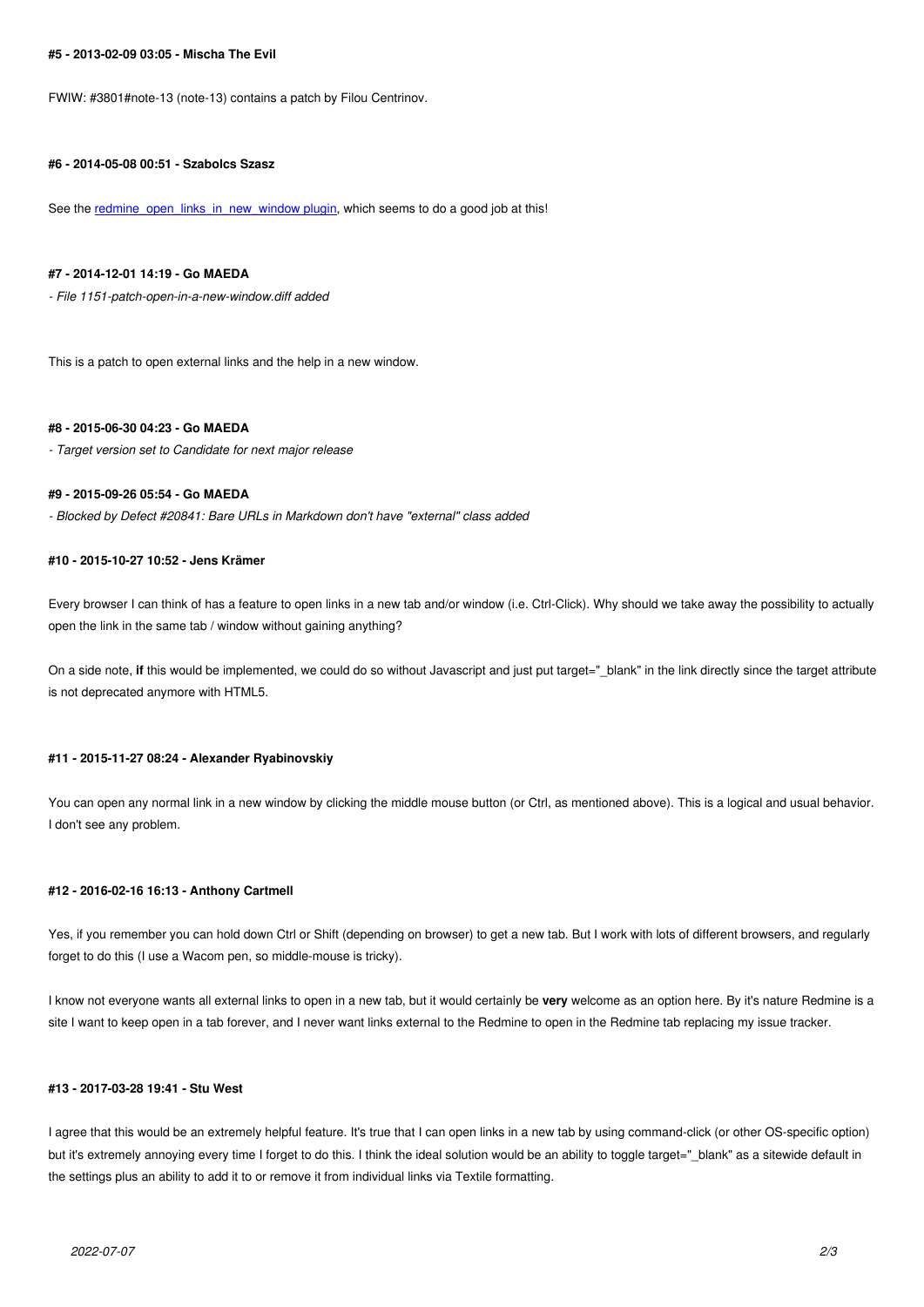#### #5 - 2013-02-09 03:05 - Mischa The Evil

FWIW: #3801#note-13 (note-13) contains a patch by Filou Centrinov.

#### #6 - 2014-05-08 00:51 - Szabolcs Szasz

See the [redmine_open_links_in_new_window plugin](), which seems to do a good job at this!

#### #7 - 2014-12-01 14:19 - Go MAEDA

*- File 1151-patch-open-in-a-new-window.diff added*

This is a patch to open external links and the help in a new window.

#### #8 - 2015-06-30 04:23 - Go MAEDA

*- Target version set to Candidate for next major release*

#### #9 - 2015-09-26 05:54 - Go MAEDA

*- Blocked by Defect #20841: Bare URLs in Markdown don't have "external" class added*

#### #10 - 2015-10-27 10:52 - Jens Krämer

Every browser I can think of has a feature to open links in a new tab and/or window (i.e. Ctrl-Click). Why should we take away the possibility to actually open the link in the same tab / window without gaining anything?

On a side note, **if** this would be implemented, we could do so without Javascript and just put target="_blank" in the link directly since the target attribute is not deprecated anymore with HTML5.

#### #11 - 2015-11-27 08:24 - Alexander Ryabinovskiy

You can open any normal link in a new window by clicking the middle mouse button (or Ctrl, as mentioned above). This is a logical and usual behavior. I don't see any problem.

#### #12 - 2016-02-16 16:13 - Anthony Cartmell

Yes, if you remember you can hold down Ctrl or Shift (depending on browser) to get a new tab. But I work with lots of different browsers, and regularly forget to do this (I use a Wacom pen, so middle-mouse is tricky).

I know not everyone wants all external links to open in a new tab, but it would certainly be **very** welcome as an option here. By it's nature Redmine is a site I want to keep open in a tab forever, and I never want links external to the Redmine to open in the Redmine tab replacing my issue tracker.

#### #13 - 2017-03-28 19:41 - Stu West

I agree that this would be an extremely helpful feature. It's true that I can open links in a new tab by using command-click (or other OS-specific option) but it's extremely annoying every time I forget to do this. I think the ideal solution would be an ability to toggle target="_blank" as a sitewide default in the settings plus an ability to add it to or remove it from individual links via Textile formatting.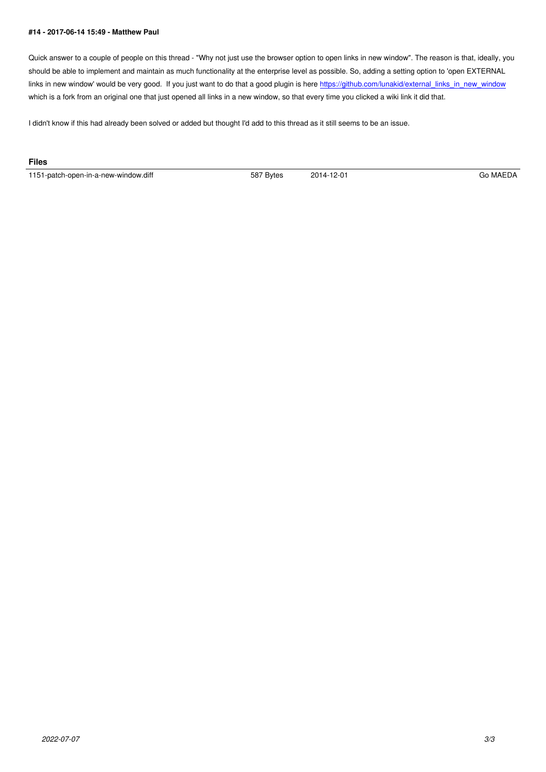#### #14 - 2017-06-14 15:49 - Matthew Paul

Quick answer to a couple of people on this thread - "Why not just use the browser option to open links in new window". The reason is that, ideally, you should be able to implement and maintain as much functionality at the enterprise level as possible. So, adding a setting option to 'open EXTERNAL links in new window' would be very good. If you just want to do that a good plugin is here https://github.com/lunakid/external_links_in_new_window which is a fork from an original one that just opened all links in a new window, so that every time you clicked a wiki link it did that.

I didn't know if this had already been solved or added but thought I'd add to this thread as it still seems to be an issue.

**Files**

| | | | |
|---|---|---|---|
| 1151-patch-open-in-a-new-window.diff | 587 Bytes | 2014-12-01 | Go MAEDA |